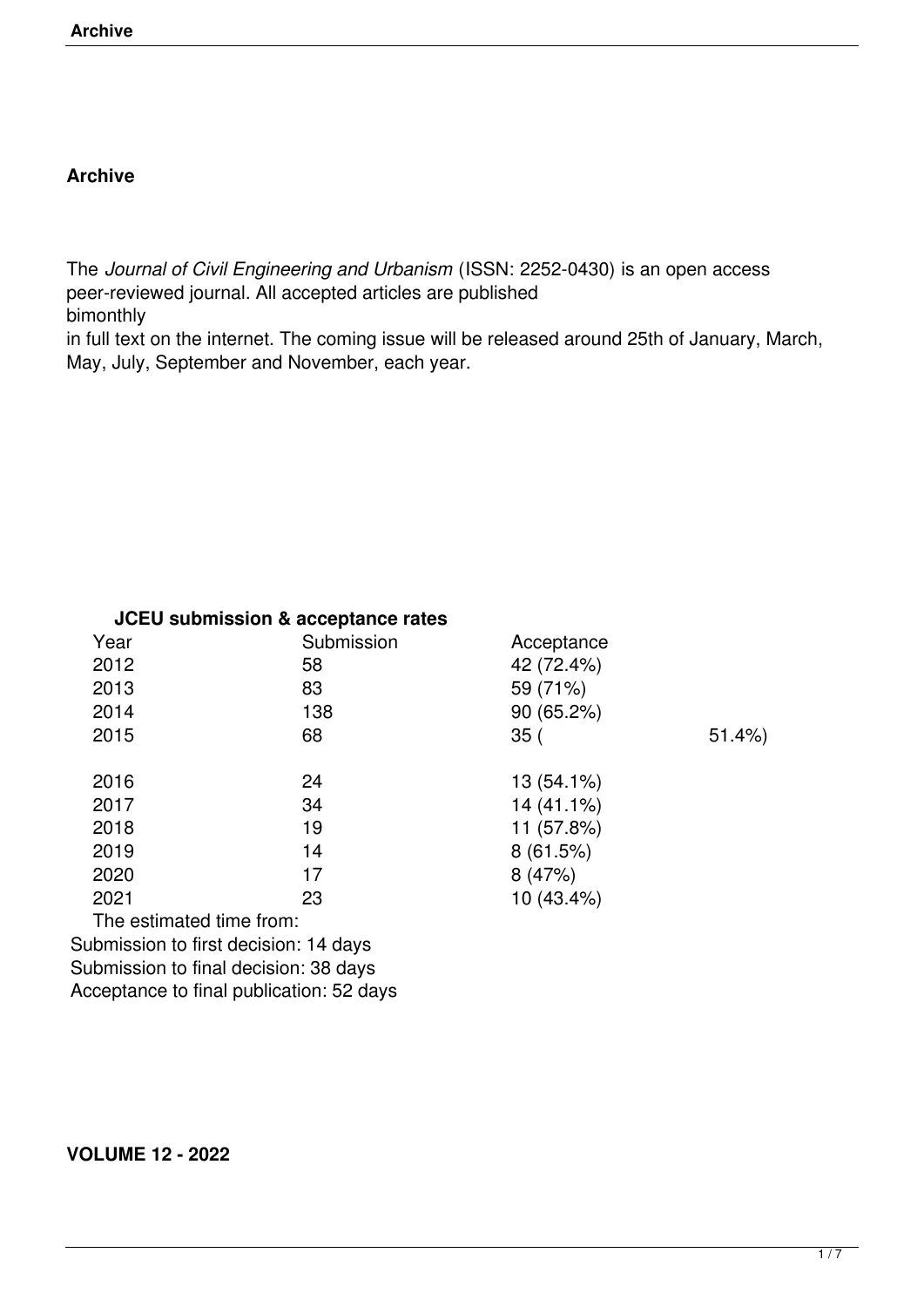# Archive

The *Journal of Civil Engineering and Urbanism* (ISSN: 2252-0430) is an open access peer-reviewed journal. All accepted articles are published bimonthly in full text on the internet. The coming issue will be released around 25th of January, March, May, July, September and November, each year.

**JCEU submission & acceptance rates**

| Year | Submission | Acceptance |
|---|---|---|
| 2012 | 58 | 42 (72.4%) |
| 2013 | 83 | 59 (71%) |
| 2014 | 138 | 90 (65.2%) |
| 2015 | 68 | 35 (51.4%) |
| 2016 | 24 | 13 (54.1%) |
| 2017 | 34 | 14 (41.1%) |
| 2018 | 19 | 11 (57.8%) |
| 2019 | 14 | 8 (61.5%) |
| 2020 | 17 | 8 (47%) |
| 2021 | 23 | 10 (43.4%) |

The estimated time from:

Submission to first decision: 14 days

Submission to final decision: 38 days

Acceptance to final publication: 52 days

**VOLUME 12 - 2022**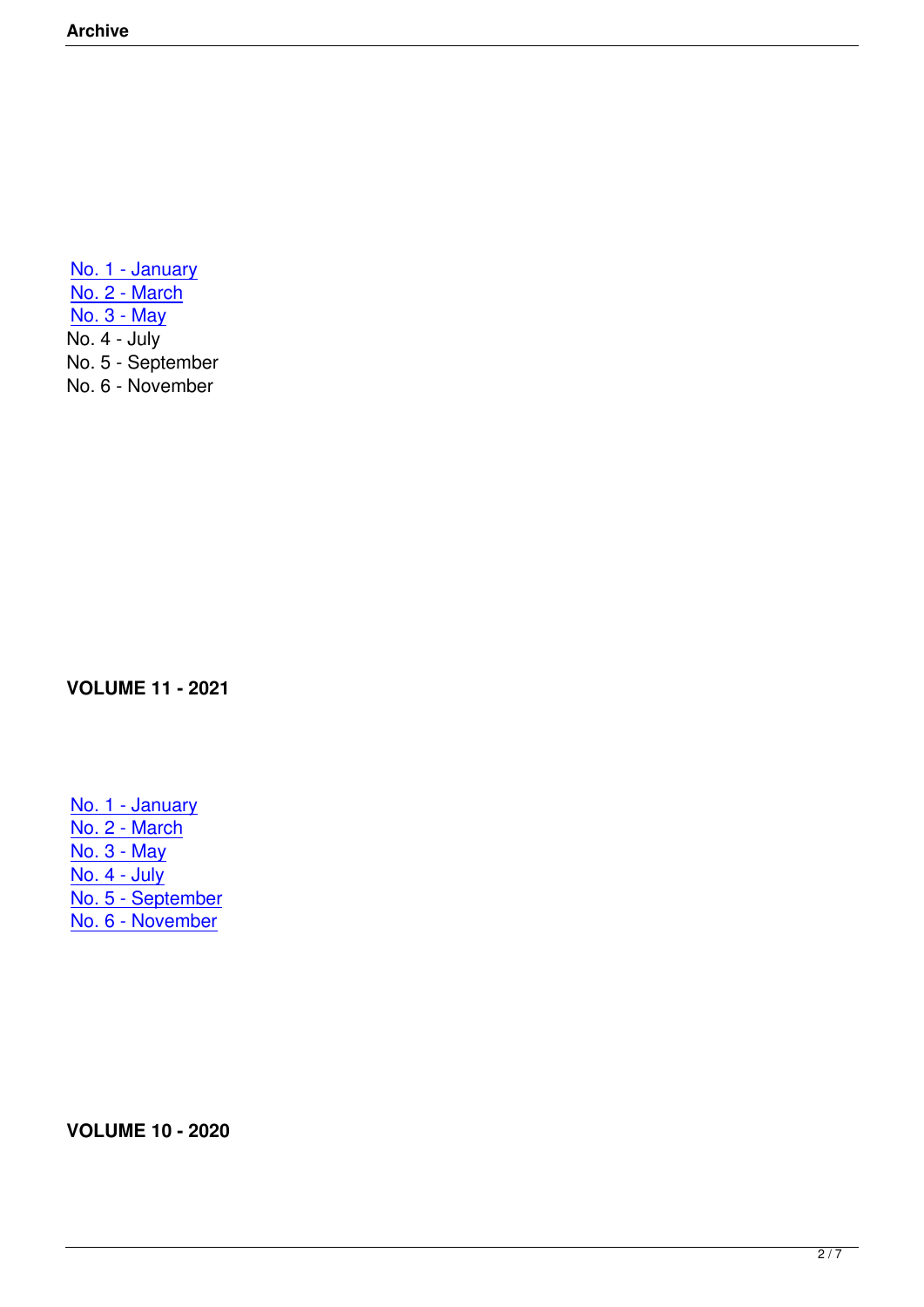No. 1 - January
No. 2 - March
No. 3 - May
No. 4 - July
No. 5 - September
No. 6 - November

**VOLUME 11 - 2021**

No. 1 - January
No. 2 - March
No. 3 - May
No. 4 - July
No. 5 - September
No. 6 - November

**VOLUME 10 - 2020**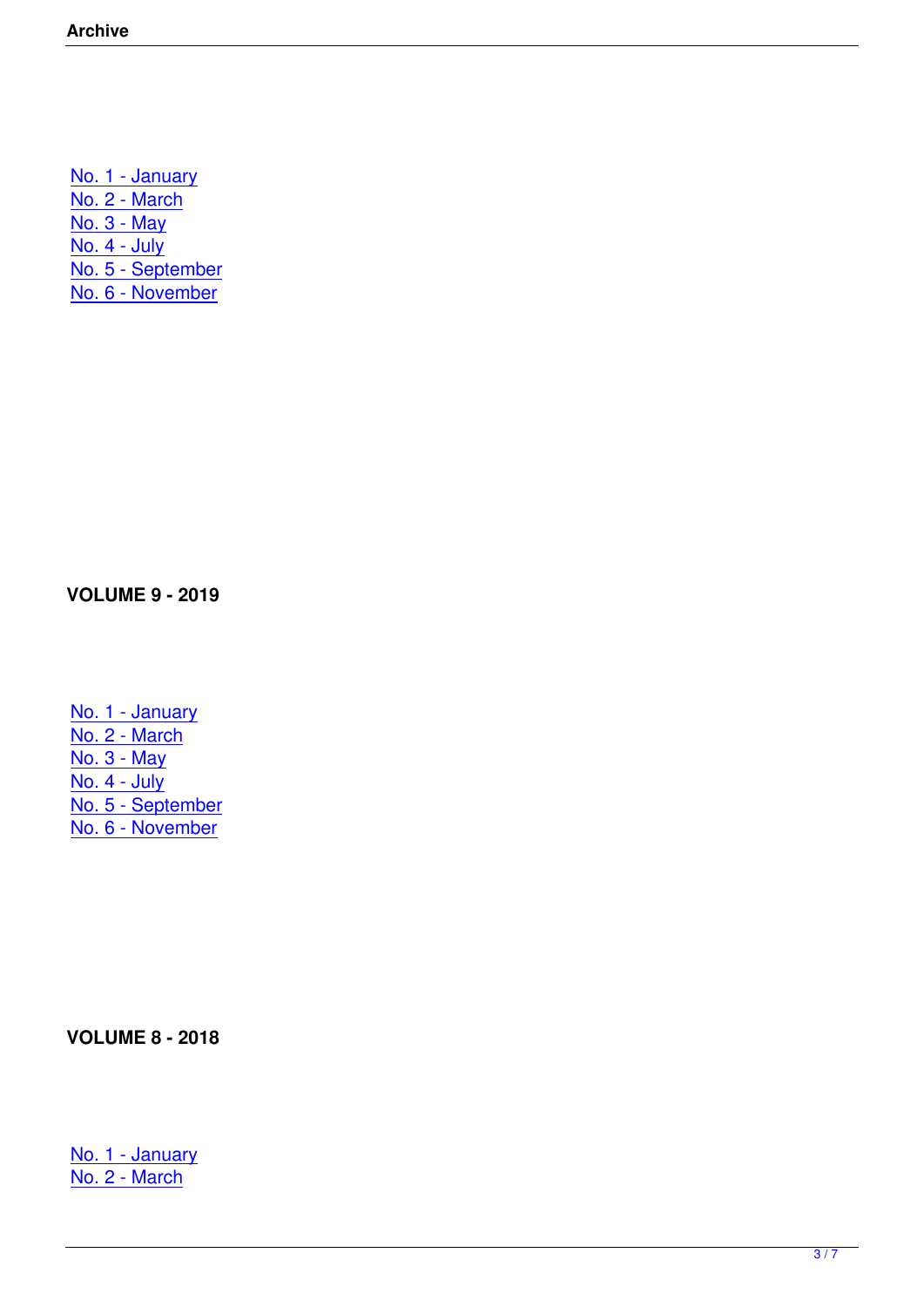- [No. 1 - January]
- [No. 2 - March]
- [No. 3 - May]
- [No. 4 - July]
- [No. 5 - September]
- [No. 6 - November]

**VOLUME 9 - 2019**

- [No. 1 - January]
- [No. 2 - March]
- [No. 3 - May]
- [No. 4 - July]
- [No. 5 - September]
- [No. 6 - November]

**VOLUME 8 - 2018**

- [No. 1 - January]
- [No. 2 - March]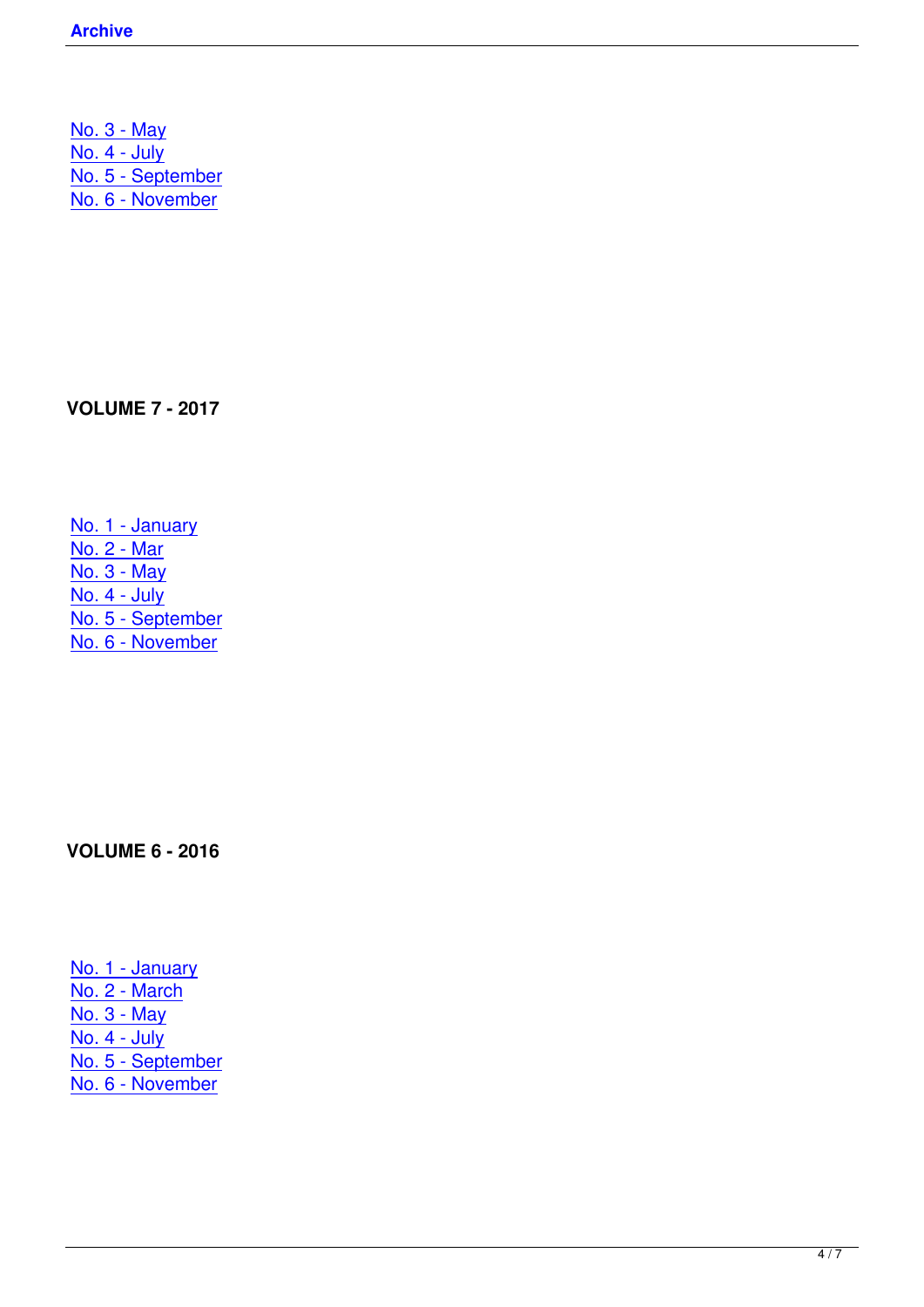No. 3 - May
No. 4 - July
No. 5 - September
No. 6 - November

**VOLUME 7 - 2017**

No. 1 - January
No. 2 - Mar
No. 3 - May
No. 4 - July
No. 5 - September
No. 6 - November

**VOLUME 6 - 2016**

No. 1 - January
No. 2 - March
No. 3 - May
No. 4 - July
No. 5 - September
No. 6 - November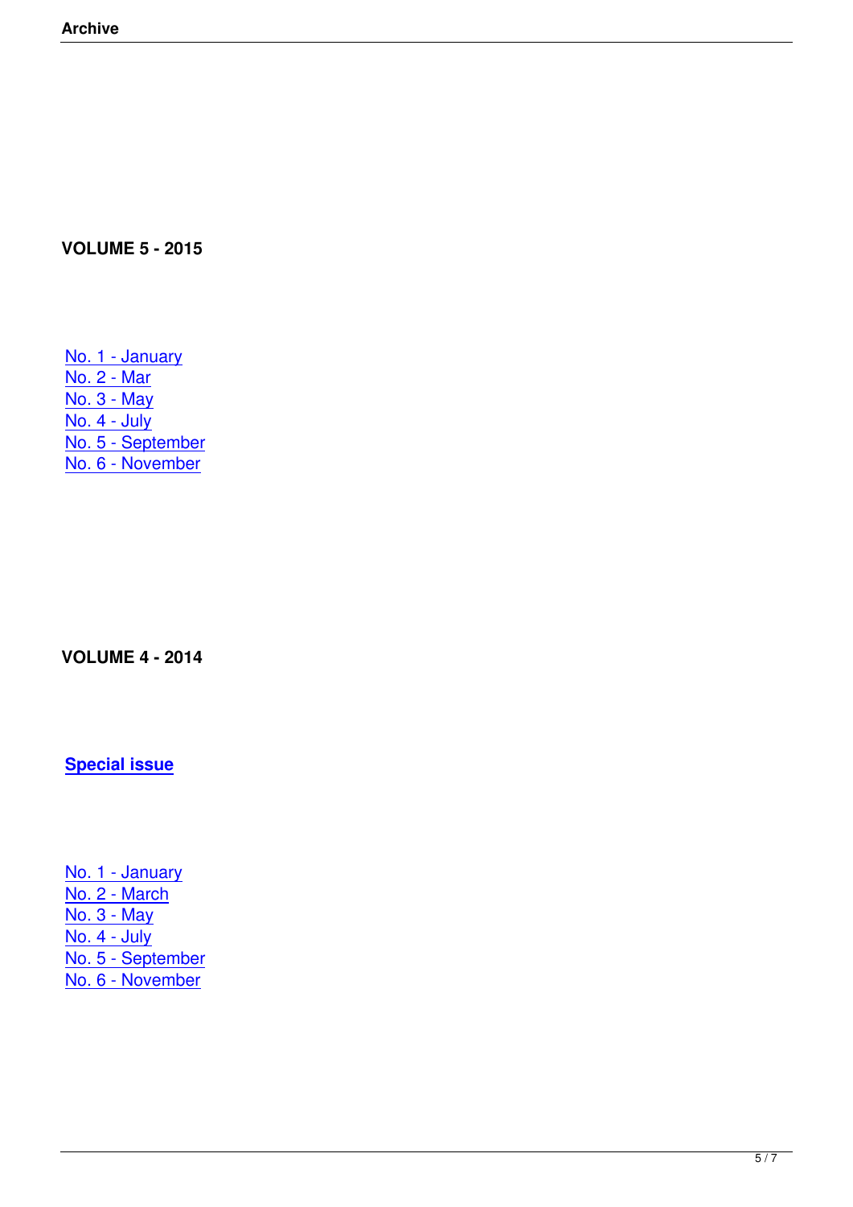**VOLUME 5 - 2015**

No. 1 - January
No. 2 - Mar
No. 3 - May
No. 4 - July
No. 5 - September
No. 6 - November

**VOLUME 4 - 2014**

**Special issue**

No. 1 - January
No. 2 - March
No. 3 - May
No. 4 - July
No. 5 - September
No. 6 - November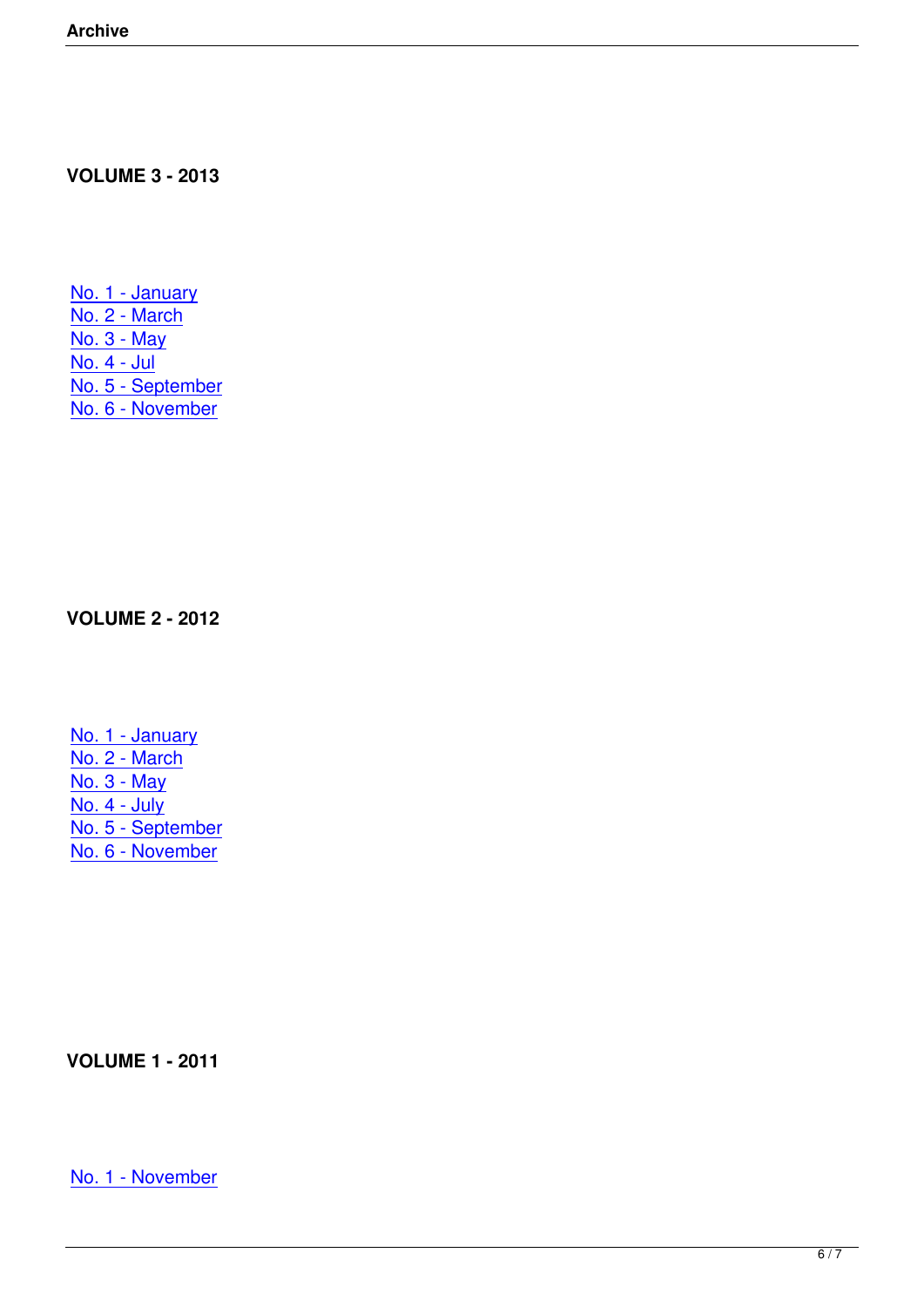**VOLUME 3 - 2013**

No. 1 - January
No. 2 - March
No. 3 - May
No. 4 - Jul
No. 5 - September
No. 6 - November

**VOLUME 2 - 2012**

No. 1 - January
No. 2 - March
No. 3 - May
No. 4 - July
No. 5 - September
No. 6 - November

**VOLUME 1 - 2011**

No. 1 - November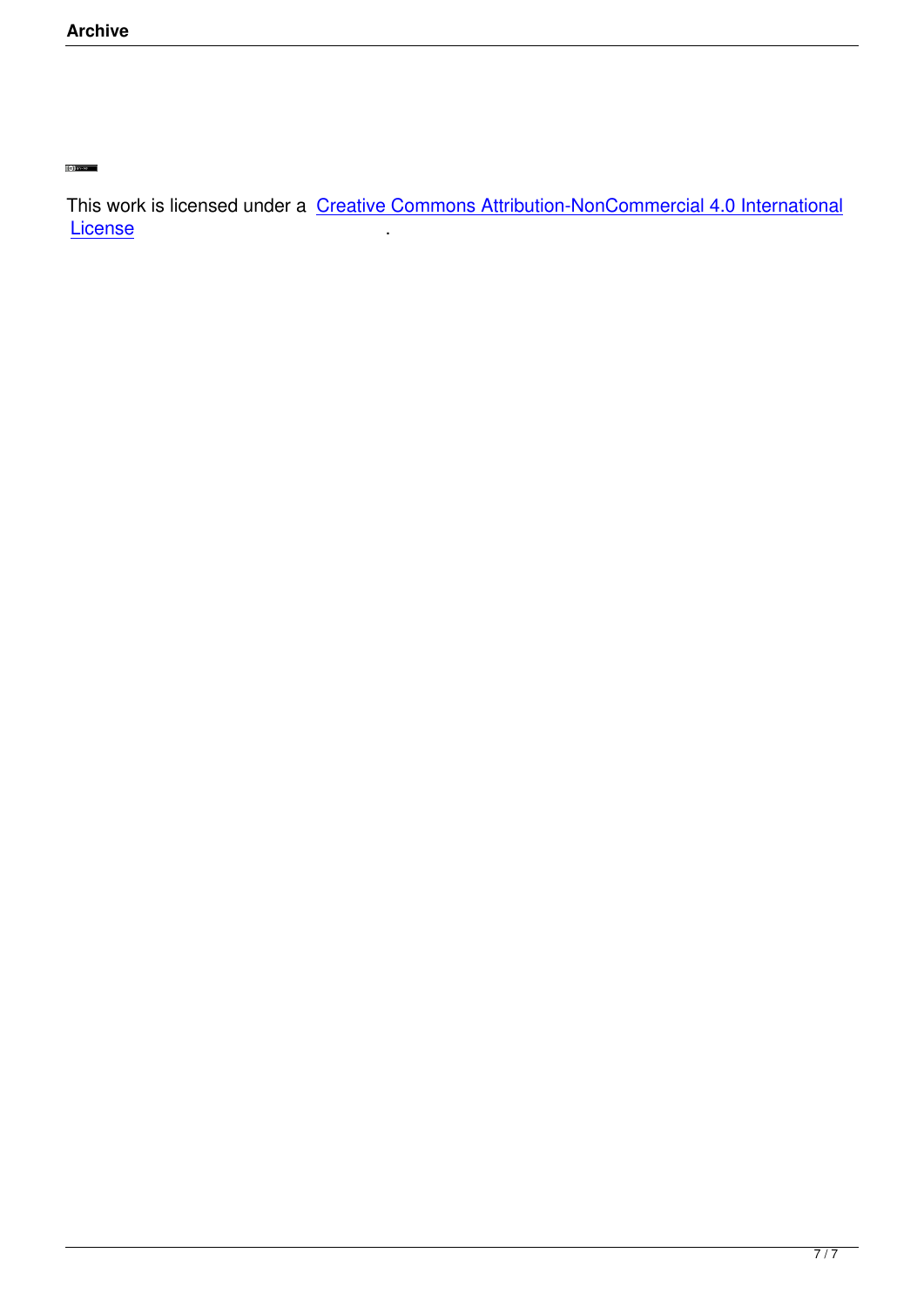This work is licensed under a Creative Commons Attribution-NonCommercial 4.0 International License.